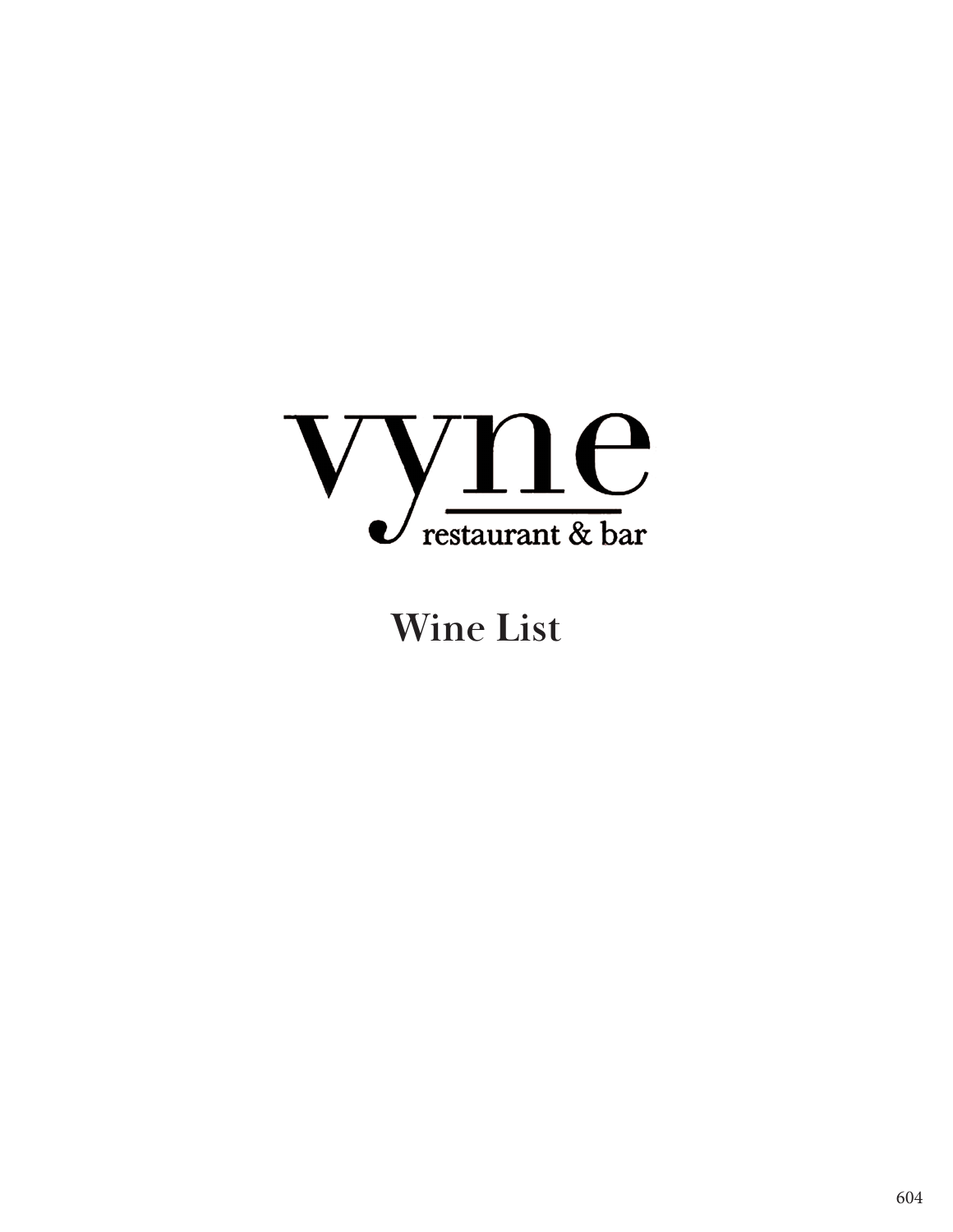# vyne

restaurant & bar

## Wine List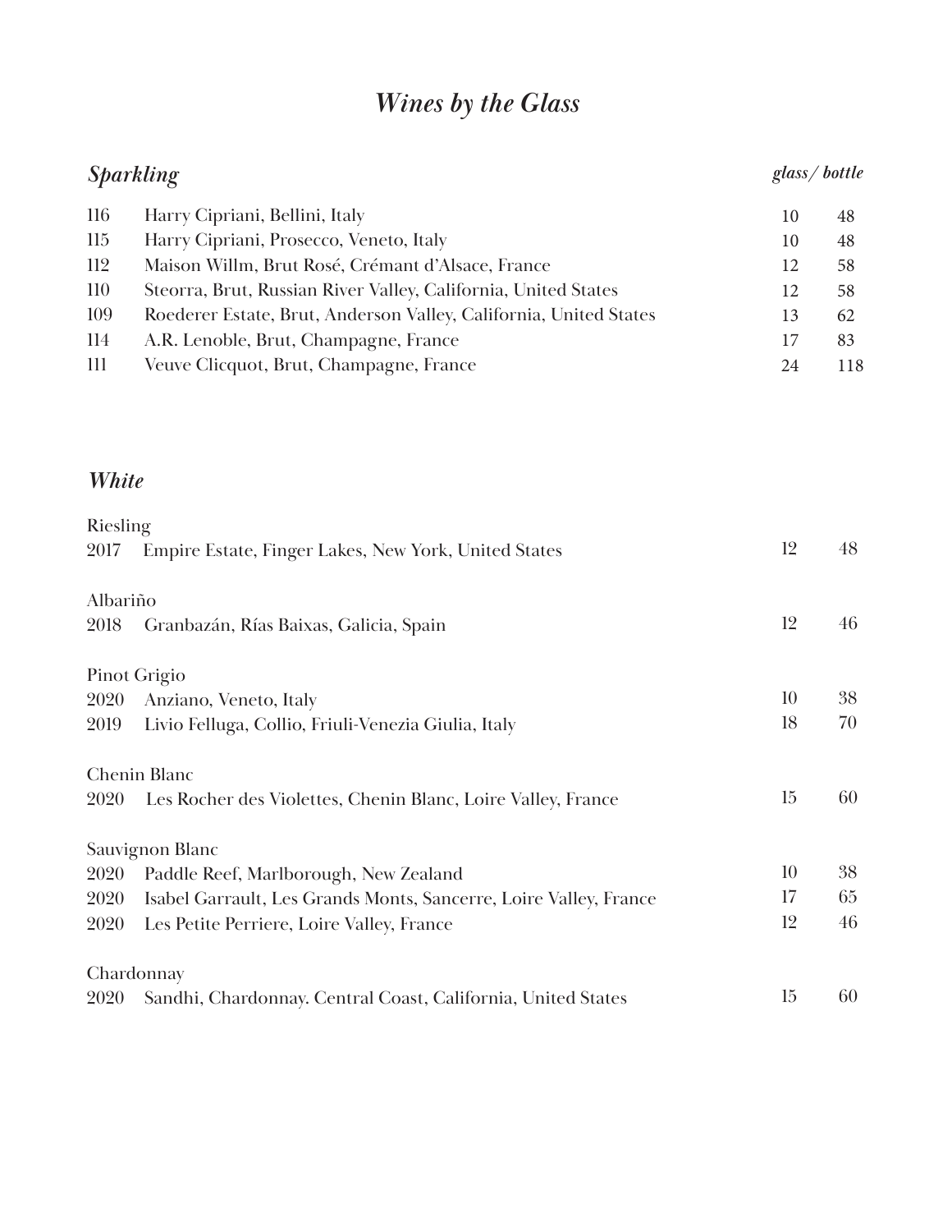# *Wines by the Glass*

## *Sparkling*

| | | glass | bottle |
|---|---|---|---|
| 116 | Harry Cipriani, Bellini, Italy | 10 | 48 |
| 115 | Harry Cipriani, Prosecco, Veneto, Italy | 10 | 48 |
| 112 | Maison Willm, Brut Rosé, Crémant d'Alsace, France | 12 | 58 |
| 110 | Steorra, Brut, Russian River Valley, California, United States | 12 | 58 |
| 109 | Roederer Estate, Brut, Anderson Valley, California, United States | 13 | 62 |
| 114 | A.R. Lenoble, Brut, Champagne, France | 17 | 83 |
| 111 | Veuve Clicquot, Brut, Champagne, France | 24 | 118 |

## *White*

| | | glass | bottle |
|---|---|---|---|
| **Riesling** | | | |
| 2017 | Empire Estate, Finger Lakes, New York, United States | 12 | 48 |
| **Albariño** | | | |
| 2018 | Granbazán, Rías Baixas, Galicia, Spain | 12 | 46 |
| **Pinot Grigio** | | | |
| 2020 | Anziano, Veneto, Italy | 10 | 38 |
| 2019 | Livio Felluga, Collio, Friuli-Venezia Giulia, Italy | 18 | 70 |
| **Chenin Blanc** | | | |
| 2020 | Les Rocher des Violettes, Chenin Blanc, Loire Valley, France | 15 | 60 |
| **Sauvignon Blanc** | | | |
| 2020 | Paddle Reef, Marlborough, New Zealand | 10 | 38 |
| 2020 | Isabel Garrault, Les Grands Monts, Sancerre, Loire Valley, France | 17 | 65 |
| 2020 | Les Petite Perriere, Loire Valley, France | 12 | 46 |
| **Chardonnay** | | | |
| 2020 | Sandhi, Chardonnay. Central Coast, California, United States | 15 | 60 |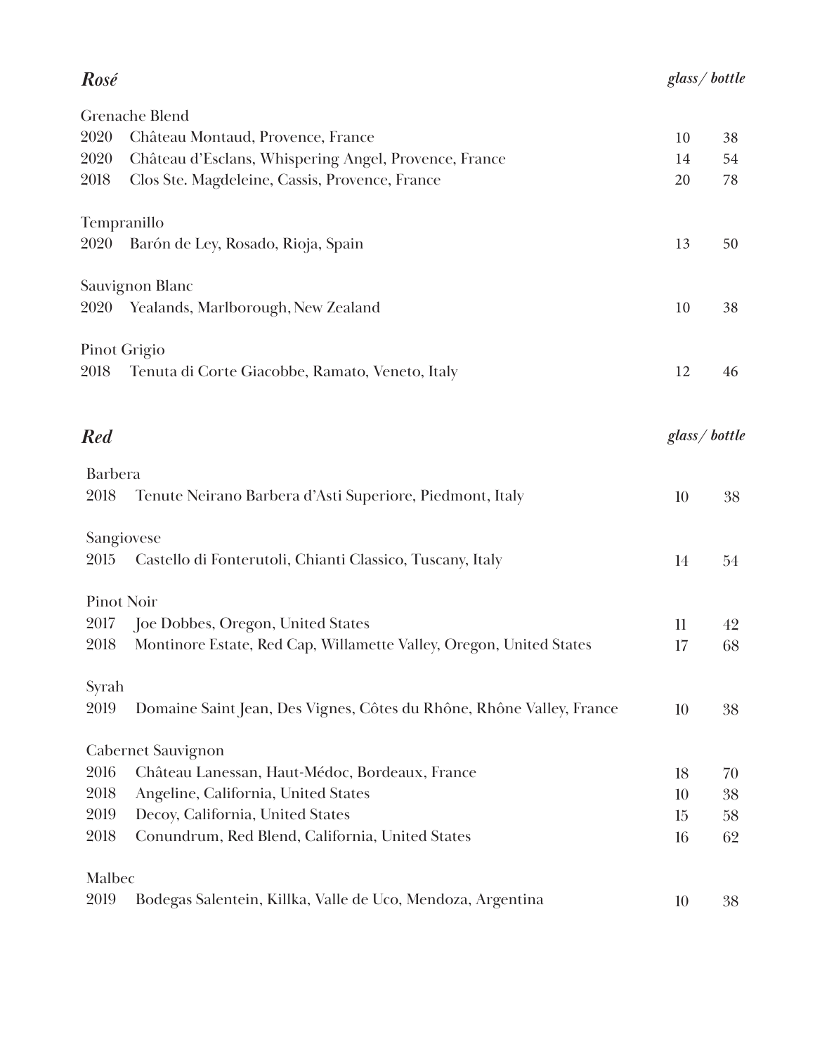## *Rosé*

| | | glass | bottle |
|---|---|---|---|
| **Grenache Blend** | | | |
| 2020 | Château Montaud, Provence, France | 10 | 38 |
| 2020 | Château d'Esclans, Whispering Angel, Provence, France | 14 | 54 |
| 2018 | Clos Ste. Magdeleine, Cassis, Provence, France | 20 | 78 |
| **Tempranillo** | | | |
| 2020 | Barón de Ley, Rosado, Rioja, Spain | 13 | 50 |
| **Sauvignon Blanc** | | | |
| 2020 | Yealands, Marlborough, New Zealand | 10 | 38 |
| **Pinot Grigio** | | | |
| 2018 | Tenuta di Corte Giacobbe, Ramato, Veneto, Italy | 12 | 46 |

## *Red*

| | | glass | bottle |
|---|---|---|---|
| **Barbera** | | | |
| 2018 | Tenute Neirano Barbera d'Asti Superiore, Piedmont, Italy | 10 | 38 |
| **Sangiovese** | | | |
| 2015 | Castello di Fonterutoli, Chianti Classico, Tuscany, Italy | 14 | 54 |
| **Pinot Noir** | | | |
| 2017 | Joe Dobbes, Oregon, United States | 11 | 42 |
| 2018 | Montinore Estate, Red Cap, Willamette Valley, Oregon, United States | 17 | 68 |
| **Syrah** | | | |
| 2019 | Domaine Saint Jean, Des Vignes, Côtes du Rhône, Rhône Valley, France | 10 | 38 |
| **Cabernet Sauvignon** | | | |
| 2016 | Château Lanessan, Haut-Médoc, Bordeaux, France | 18 | 70 |
| 2018 | Angeline, California, United States | 10 | 38 |
| 2019 | Decoy, California, United States | 15 | 58 |
| 2018 | Conundrum, Red Blend, California, United States | 16 | 62 |
| **Malbec** | | | |
| 2019 | Bodegas Salentein, Killka, Valle de Uco, Mendoza, Argentina | 10 | 38 |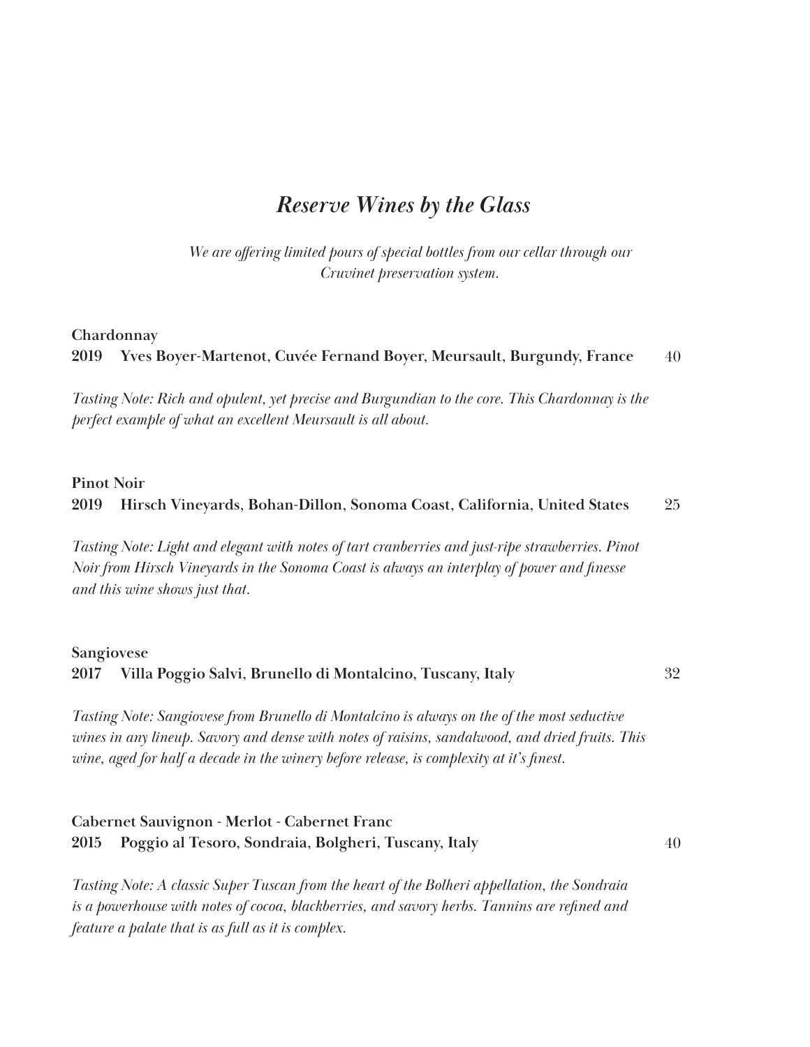# *Reserve Wines by the Glass*

*We are offering limited pours of special bottles from our cellar through our Cruvinet preservation system.*

**Chardonnay**

**2019 Yves Boyer-Martenot, Cuvée Fernand Boyer, Meursault, Burgundy, France** 40

*Tasting Note: Rich and opulent, yet precise and Burgundian to the core. This Chardonnay is the perfect example of what an excellent Meursault is all about.*

**Pinot Noir**

**2019 Hirsch Vineyards, Bohan-Dillon, Sonoma Coast, California, United States** 25

*Tasting Note: Light and elegant with notes of tart cranberries and just-ripe strawberries. Pinot Noir from Hirsch Vineyards in the Sonoma Coast is always an interplay of power and finesse and this wine shows just that.*

**Sangiovese**

**2017 Villa Poggio Salvi, Brunello di Montalcino, Tuscany, Italy** 32

*Tasting Note: Sangiovese from Brunello di Montalcino is always on the of the most seductive wines in any lineup. Savory and dense with notes of raisins, sandalwood, and dried fruits. This wine, aged for half a decade in the winery before release, is complexity at it's finest.*

**Cabernet Sauvignon - Merlot - Cabernet Franc**

**2015 Poggio al Tesoro, Sondraia, Bolgheri, Tuscany, Italy** 40

*Tasting Note: A classic Super Tuscan from the heart of the Bolheri appellation, the Sondraia is a powerhouse with notes of cocoa, blackberries, and savory herbs. Tannins are refined and feature a palate that is as full as it is complex.*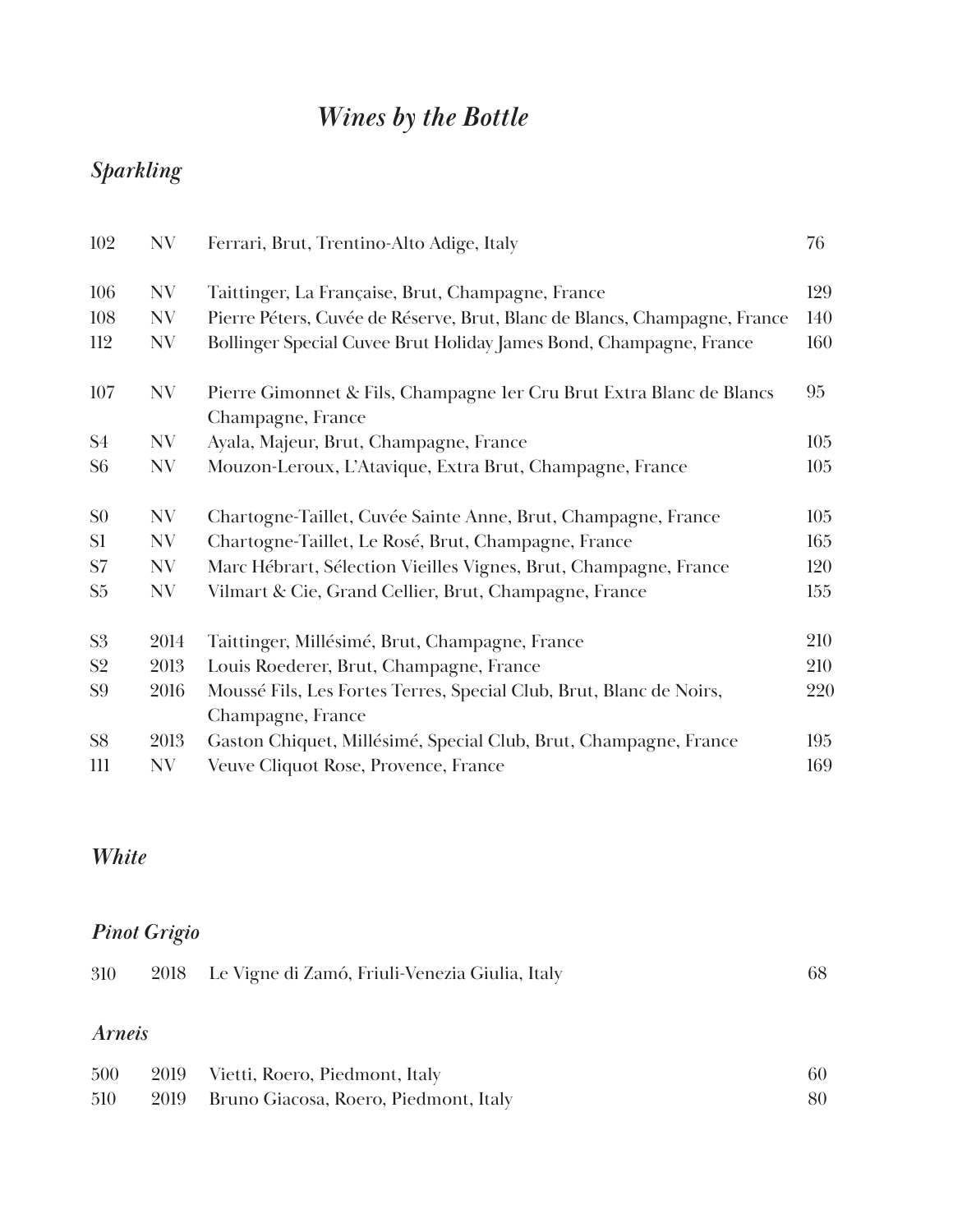# *Wines by the Bottle*

## *Sparkling*

| | | | |
|---|---|---|---|
| 102 | NV | Ferrari, Brut, Trentino-Alto Adige, Italy | 76 |
| 106 | NV | Taittinger, La Française, Brut, Champagne, France | 129 |
| 108 | NV | Pierre Péters, Cuvée de Réserve, Brut, Blanc de Blancs, Champagne, France | 140 |
| 112 | NV | Bollinger Special Cuvee Brut Holiday James Bond, Champagne, France | 160 |
| 107 | NV | Pierre Gimonnet & Fils, Champagne 1er Cru Brut Extra Blanc de Blancs Champagne, France | 95 |
| S4 | NV | Ayala, Majeur, Brut, Champagne, France | 105 |
| S6 | NV | Mouzon-Leroux, L'Atavique, Extra Brut, Champagne, France | 105 |
| S0 | NV | Chartogne-Taillet, Cuvée Sainte Anne, Brut, Champagne, France | 105 |
| S1 | NV | Chartogne-Taillet, Le Rosé, Brut, Champagne, France | 165 |
| S7 | NV | Marc Hébrart, Sélection Vieilles Vignes, Brut, Champagne, France | 120 |
| S5 | NV | Vilmart & Cie, Grand Cellier, Brut, Champagne, France | 155 |
| S3 | 2014 | Taittinger, Millésimé, Brut, Champagne, France | 210 |
| S2 | 2013 | Louis Roederer, Brut, Champagne, France | 210 |
| S9 | 2016 | Moussé Fils, Les Fortes Terres, Special Club, Brut, Blanc de Noirs, Champagne, France | 220 |
| S8 | 2013 | Gaston Chiquet, Millésimé, Special Club, Brut, Champagne, France | 195 |
| 111 | NV | Veuve Cliquot Rose, Provence, France | 169 |

## *White*

### *Pinot Grigio*

| | | | |
|---|---|---|---|
| 310 | 2018 | Le Vigne di Zamó, Friuli-Venezia Giulia, Italy | 68 |

### *Arneis*

| | | | |
|---|---|---|---|
| 500 | 2019 | Vietti, Roero, Piedmont, Italy | 60 |
| 510 | 2019 | Bruno Giacosa, Roero, Piedmont, Italy | 80 |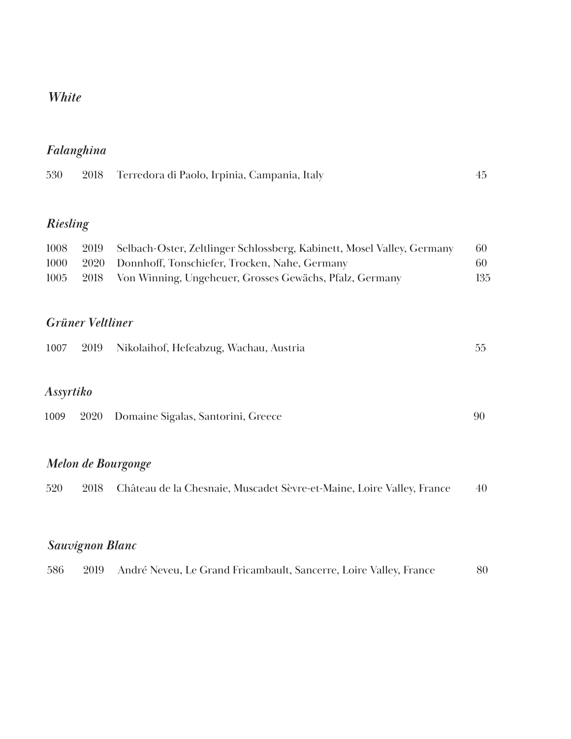## *White*

### *Falanghina*

| | | | |
|---|---|---|---|
| 530 | 2018 | Terredora di Paolo, Irpinia, Campania, Italy | 45 |

### *Riesling*

| | | | |
|---|---|---|---|
| 1008 | 2019 | Selbach-Oster, Zeltlinger Schlossberg, Kabinett, Mosel Valley, Germany | 60 |
| 1000 | 2020 | Donnhoff, Tonschiefer, Trocken, Nahe, Germany | 60 |
| 1005 | 2018 | Von Winning, Ungeheuer, Grosses Gewächs, Pfalz, Germany | 135 |

### *Grüner Veltliner*

| | | | |
|---|---|---|---|
| 1007 | 2019 | Nikolaihof, Hefeabzug, Wachau, Austria | 55 |

### *Assyrtiko*

| | | | |
|---|---|---|---|
| 1009 | 2020 | Domaine Sigalas, Santorini, Greece | 90 |

### *Melon de Bourgonge*

| | | | |
|---|---|---|---|
| 520 | 2018 | Château de la Chesnaie, Muscadet Sèvre-et-Maine, Loire Valley, France | 40 |

### *Sauvignon Blanc*

| | | | |
|---|---|---|---|
| 586 | 2019 | André Neveu, Le Grand Fricambault, Sancerre, Loire Valley, France | 80 |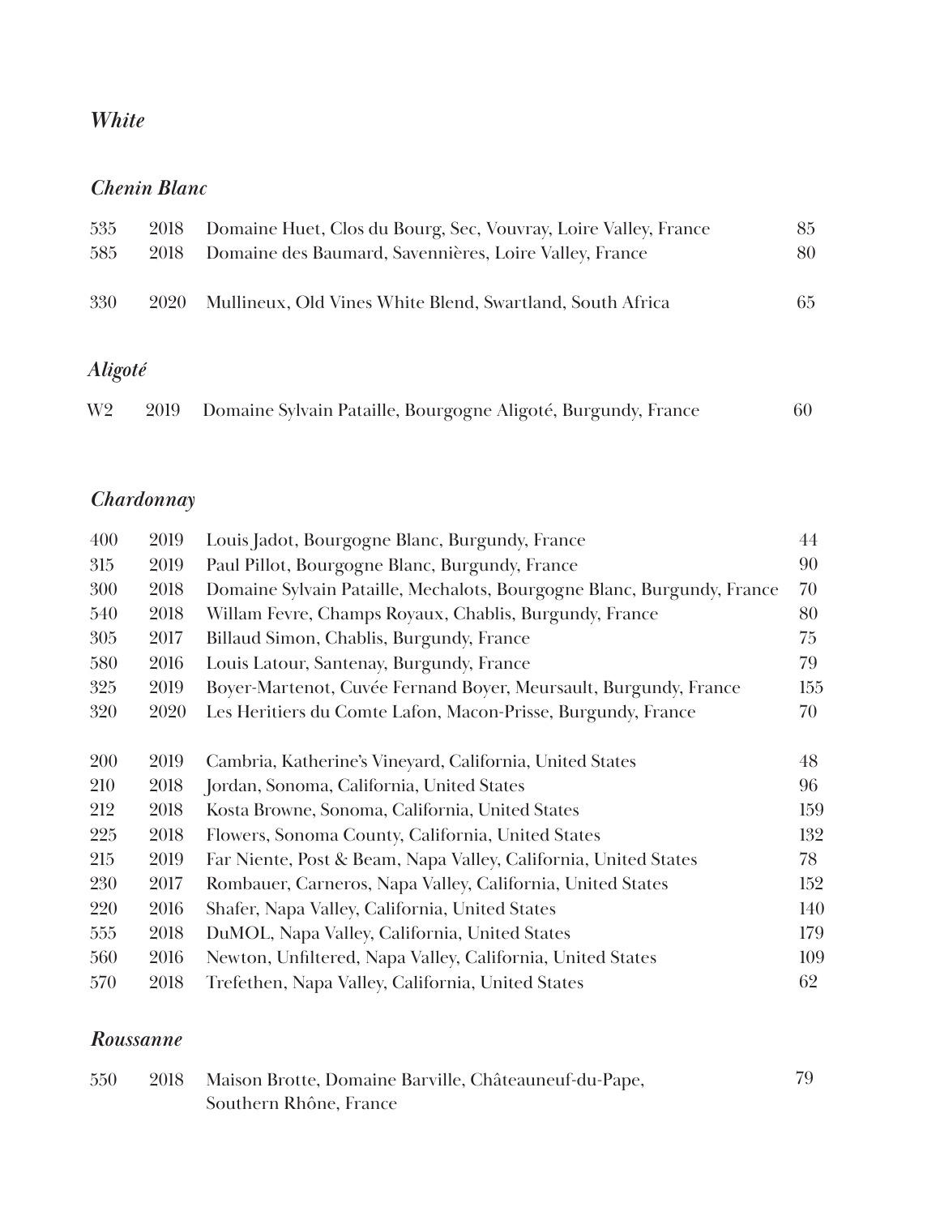## *White*

### *Chenin Blanc*

| | | | |
|---|---|---|---|
| 535 | 2018 | Domaine Huet, Clos du Bourg, Sec, Vouvray, Loire Valley, France | 85 |
| 585 | 2018 | Domaine des Baumard, Savennières, Loire Valley, France | 80 |
| 330 | 2020 | Mullineux, Old Vines White Blend, Swartland, South Africa | 65 |

### *Aligoté*

| | | | |
|---|---|---|---|
| W2 | 2019 | Domaine Sylvain Pataille, Bourgogne Aligoté, Burgundy, France | 60 |

### *Chardonnay*

| | | | |
|---|---|---|---|
| 400 | 2019 | Louis Jadot, Bourgogne Blanc, Burgundy, France | 44 |
| 315 | 2019 | Paul Pillot, Bourgogne Blanc, Burgundy, France | 90 |
| 300 | 2018 | Domaine Sylvain Pataille, Mechalots, Bourgogne Blanc, Burgundy, France | 70 |
| 540 | 2018 | Willam Fevre, Champs Royaux, Chablis, Burgundy, France | 80 |
| 305 | 2017 | Billaud Simon, Chablis, Burgundy, France | 75 |
| 580 | 2016 | Louis Latour, Santenay, Burgundy, France | 79 |
| 325 | 2019 | Boyer-Martenot, Cuvée Fernand Boyer, Meursault, Burgundy, France | 155 |
| 320 | 2020 | Les Heritiers du Comte Lafon, Macon-Prisse, Burgundy, France | 70 |
| 200 | 2019 | Cambria, Katherine's Vineyard, California, United States | 48 |
| 210 | 2018 | Jordan, Sonoma, California, United States | 96 |
| 212 | 2018 | Kosta Browne, Sonoma, California, United States | 159 |
| 225 | 2018 | Flowers, Sonoma County, California, United States | 132 |
| 215 | 2019 | Far Niente, Post & Beam, Napa Valley, California, United States | 78 |
| 230 | 2017 | Rombauer, Carneros, Napa Valley, California, United States | 152 |
| 220 | 2016 | Shafer, Napa Valley, California, United States | 140 |
| 555 | 2018 | DuMOL, Napa Valley, California, United States | 179 |
| 560 | 2016 | Newton, Unfiltered, Napa Valley, California, United States | 109 |
| 570 | 2018 | Trefethen, Napa Valley, California, United States | 62 |

### *Roussanne*

| | | | |
|---|---|---|---|
| 550 | 2018 | Maison Brotte, Domaine Barville, Châteauneuf-du-Pape, Southern Rhône, France | 79 |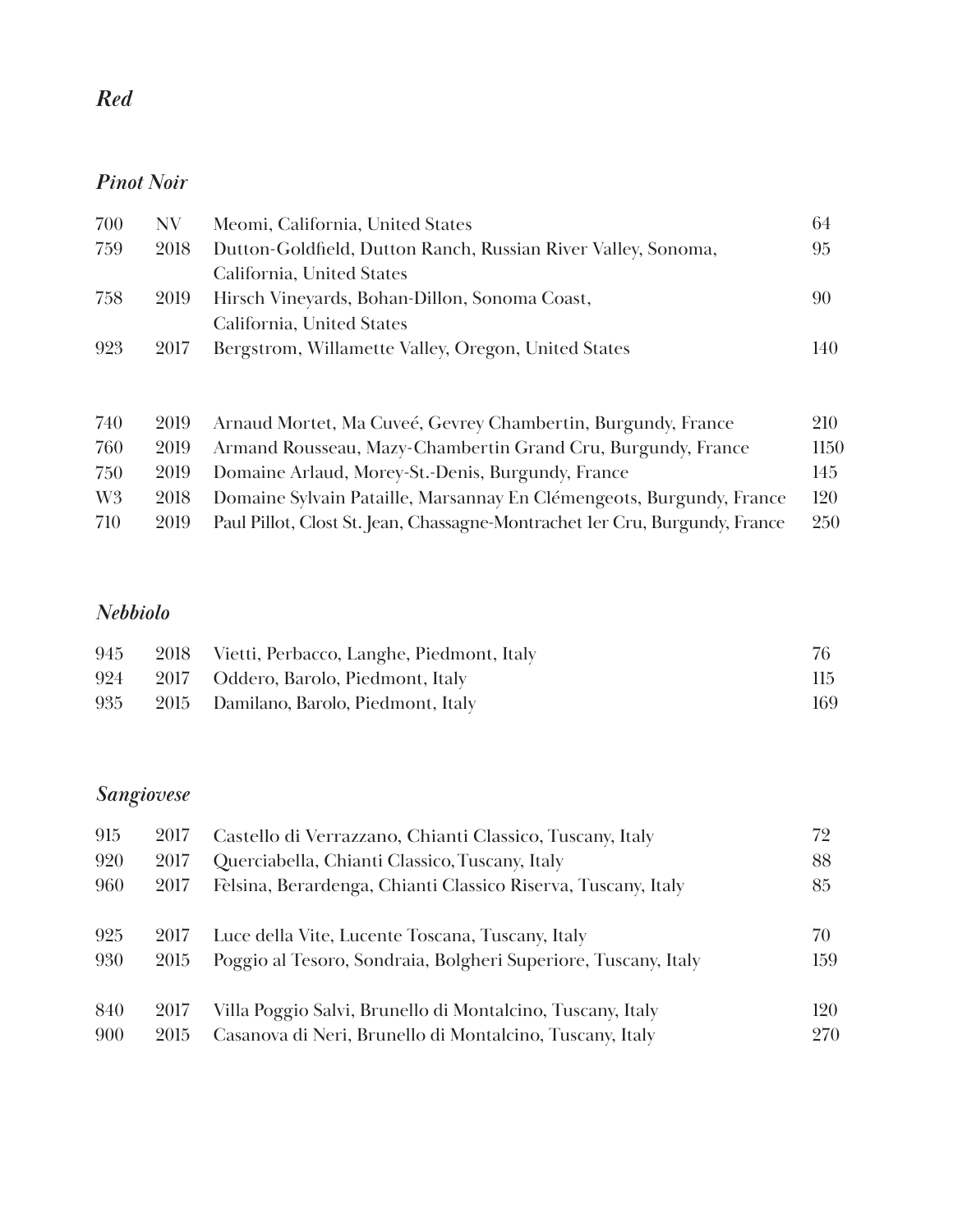## *Red*

### *Pinot Noir*

| | | | |
|---|---|---|---|
| 700 | NV | Meomi, California, United States | 64 |
| 759 | 2018 | Dutton-Goldfield, Dutton Ranch, Russian River Valley, Sonoma, California, United States | 95 |
| 758 | 2019 | Hirsch Vineyards, Bohan-Dillon, Sonoma Coast, California, United States | 90 |
| 923 | 2017 | Bergstrom, Willamette Valley, Oregon, United States | 140 |
| | | | |
| 740 | 2019 | Arnaud Mortet, Ma Cuveé, Gevrey Chambertin, Burgundy, France | 210 |
| 760 | 2019 | Armand Rousseau, Mazy-Chambertin Grand Cru, Burgundy, France | 1150 |
| 750 | 2019 | Domaine Arlaud, Morey-St.-Denis, Burgundy, France | 145 |
| W3 | 2018 | Domaine Sylvain Pataille, Marsannay En Clémengeots, Burgundy, France | 120 |
| 710 | 2019 | Paul Pillot, Clost St. Jean, Chassagne-Montrachet 1er Cru, Burgundy, France | 250 |

### *Nebbiolo*

| | | | |
|---|---|---|---|
| 945 | 2018 | Vietti, Perbacco, Langhe, Piedmont, Italy | 76 |
| 924 | 2017 | Oddero, Barolo, Piedmont, Italy | 115 |
| 935 | 2015 | Damilano, Barolo, Piedmont, Italy | 169 |

### *Sangiovese*

| | | | |
|---|---|---|---|
| 915 | 2017 | Castello di Verrazzano, Chianti Classico, Tuscany, Italy | 72 |
| 920 | 2017 | Querciabella, Chianti Classico, Tuscany, Italy | 88 |
| 960 | 2017 | Fèlsina, Berardenga, Chianti Classico Riserva, Tuscany, Italy | 85 |
| | | | |
| 925 | 2017 | Luce della Vite, Lucente Toscana, Tuscany, Italy | 70 |
| 930 | 2015 | Poggio al Tesoro, Sondraia, Bolgheri Superiore, Tuscany, Italy | 159 |
| | | | |
| 840 | 2017 | Villa Poggio Salvi, Brunello di Montalcino, Tuscany, Italy | 120 |
| 900 | 2015 | Casanova di Neri, Brunello di Montalcino, Tuscany, Italy | 270 |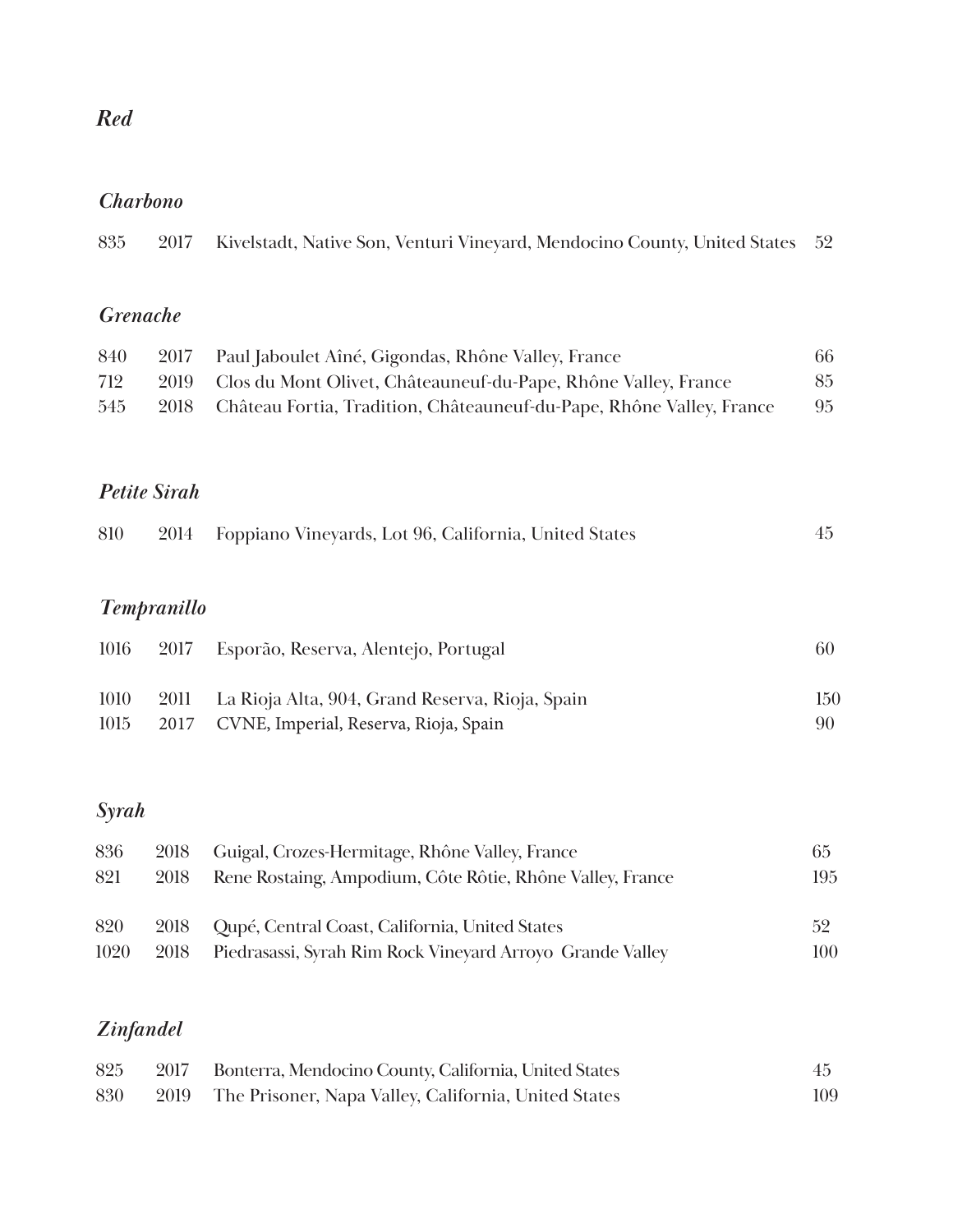# *Red*

## *Charbono*

| | | | |
|---|---|---|---|
| 835 | 2017 | Kivelstadt, Native Son, Venturi Vineyard, Mendocino County, United States | 52 |

## *Grenache*

| | | | |
|---|---|---|---|
| 840 | 2017 | Paul Jaboulet Aîné, Gigondas, Rhône Valley, France | 66 |
| 712 | 2019 | Clos du Mont Olivet, Châteauneuf-du-Pape, Rhône Valley, France | 85 |
| 545 | 2018 | Château Fortia, Tradition, Châteauneuf-du-Pape, Rhône Valley, France | 95 |

## *Petite Sirah*

| | | | |
|---|---|---|---|
| 810 | 2014 | Foppiano Vineyards, Lot 96, California, United States | 45 |

## *Tempranillo*

| | | | |
|---|---|---|---|
| 1016 | 2017 | Esporão, Reserva, Alentejo, Portugal | 60 |
| 1010 | 2011 | La Rioja Alta, 904, Grand Reserva, Rioja, Spain | 150 |
| 1015 | 2017 | CVNE, Imperial, Reserva, Rioja, Spain | 90 |

## *Syrah*

| | | | |
|---|---|---|---|
| 836 | 2018 | Guigal, Crozes-Hermitage, Rhône Valley, France | 65 |
| 821 | 2018 | Rene Rostaing, Ampodium, Côte Rôtie, Rhône Valley, France | 195 |
| 820 | 2018 | Qupé, Central Coast, California, United States | 52 |
| 1020 | 2018 | Piedrasassi, Syrah Rim Rock Vineyard Arroyo Grande Valley | 100 |

## *Zinfandel*

| | | | |
|---|---|---|---|
| 825 | 2017 | Bonterra, Mendocino County, California, United States | 45 |
| 830 | 2019 | The Prisoner, Napa Valley, California, United States | 109 |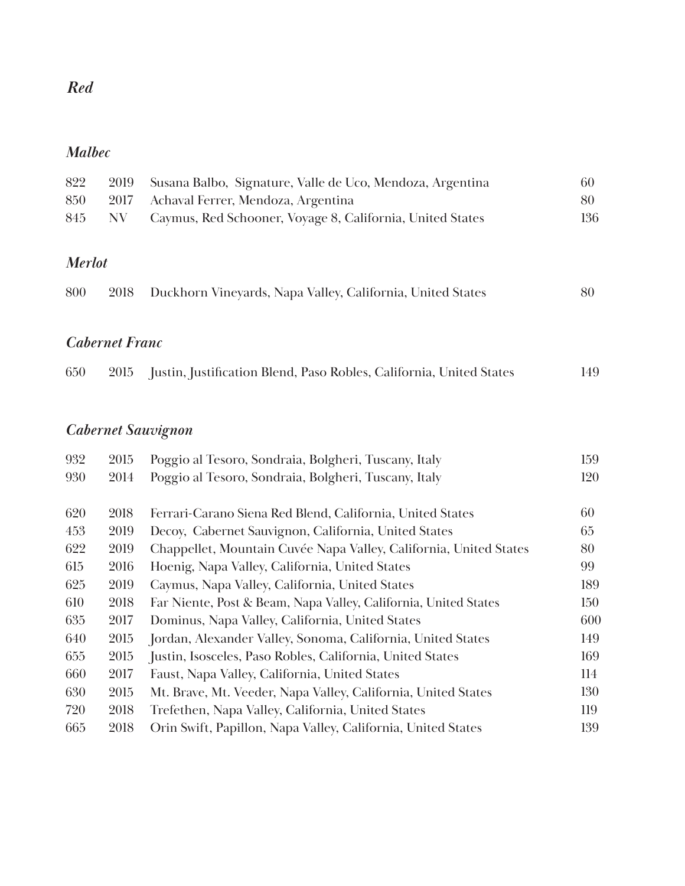# *Red*

## *Malbec*

| | | | |
|---|---|---|---|
| 822 | 2019 | Susana Balbo,  Signature, Valle de Uco, Mendoza, Argentina | 60 |
| 850 | 2017 | Achaval Ferrer, Mendoza, Argentina | 80 |
| 845 | NV | Caymus, Red Schooner, Voyage 8, California, United States | 136 |

## *Merlot*

| | | | |
|---|---|---|---|
| 800 | 2018 | Duckhorn Vineyards, Napa Valley, California, United States | 80 |

## *Cabernet Franc*

| | | | |
|---|---|---|---|
| 650 | 2015 | Justin, Justification Blend, Paso Robles, California, United States | 149 |

## *Cabernet Sauvignon*

| | | | |
|---|---|---|---|
| 932 | 2015 | Poggio al Tesoro, Sondraia, Bolgheri, Tuscany, Italy | 159 |
| 930 | 2014 | Poggio al Tesoro, Sondraia, Bolgheri, Tuscany, Italy | 120 |
| 620 | 2018 | Ferrari-Carano Siena Red Blend, California, United States | 60 |
| 453 | 2019 | Decoy,  Cabernet Sauvignon, California, United States | 65 |
| 622 | 2019 | Chappellet, Mountain Cuvée Napa Valley, California, United States | 80 |
| 615 | 2016 | Hoenig, Napa Valley, California, United States | 99 |
| 625 | 2019 | Caymus, Napa Valley, California, United States | 189 |
| 610 | 2018 | Far Niente, Post & Beam, Napa Valley, California, United States | 150 |
| 635 | 2017 | Dominus, Napa Valley, California, United States | 600 |
| 640 | 2015 | Jordan, Alexander Valley, Sonoma, California, United States | 149 |
| 655 | 2015 | Justin, Isosceles, Paso Robles, California, United States | 169 |
| 660 | 2017 | Faust, Napa Valley, California, United States | 114 |
| 630 | 2015 | Mt. Brave, Mt. Veeder, Napa Valley, California, United States | 130 |
| 720 | 2018 | Trefethen, Napa Valley, California, United States | 119 |
| 665 | 2018 | Orin Swift, Papillon, Napa Valley, California, United States | 139 |